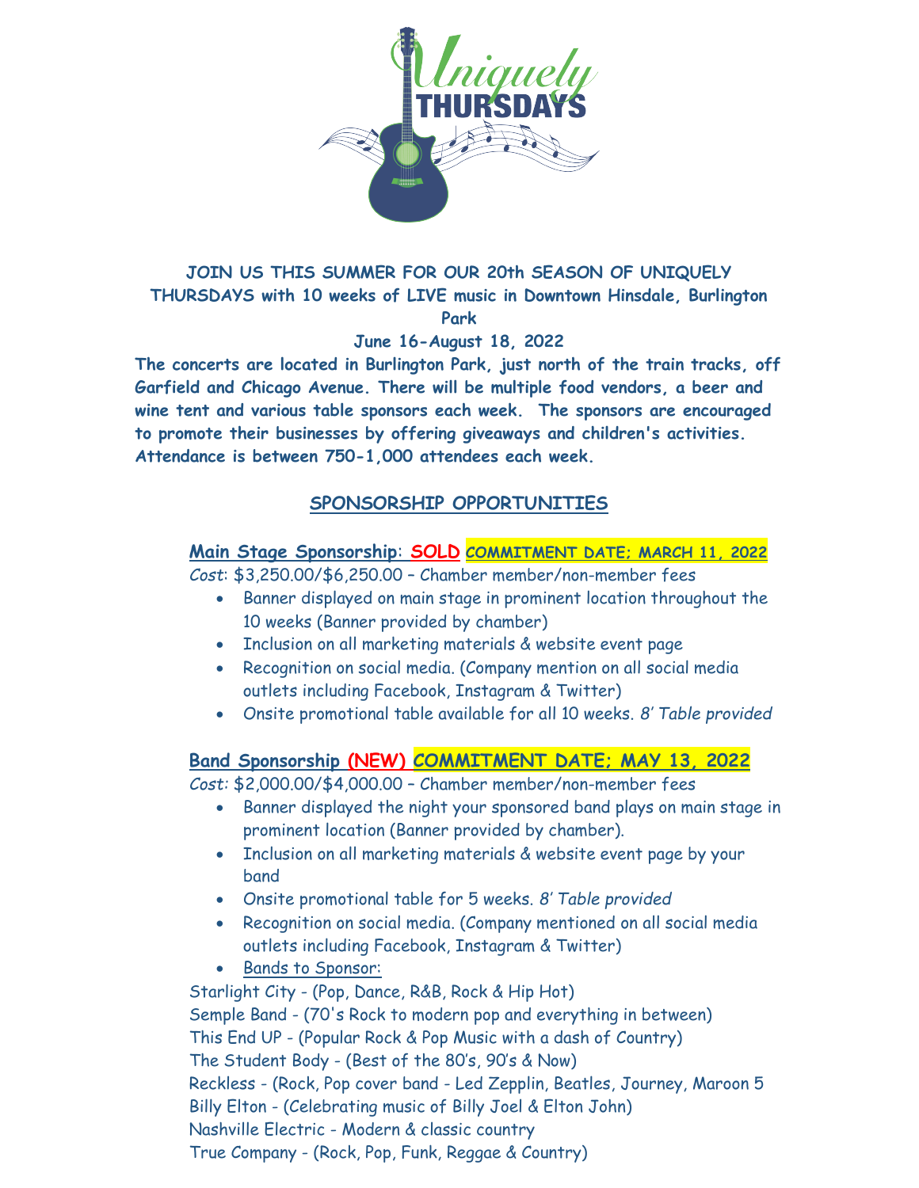**JOIN US THIS SUMMER FOR OUR 20th SEASON OF UNIQUELY THURSDAYS with 10 weeks of LIVE music in Downtown Hinsdale, Burlington Park**

**June 16-August 18, 2022**

**The concerts are located in Burlington Park, just north of the train tracks, off Garfield and Chicago Avenue. There will be multiple food vendors, a beer and wine tent and various table sponsors each week. The sponsors are encouraged to promote their businesses by offering giveaways and children's activities. Attendance is between 750-1,000 attendees each week.**

## SPONSORSHIP OPPORTUNITIES

### Main Stage Sponsorship: SOLD COMMITMENT DATE; MARCH 11, 2022

*Cost*: $3,250.00/$6,250.00 – Chamber member/non-member fees

- Banner displayed on main stage in prominent location throughout the 10 weeks (Banner provided by chamber)
- Inclusion on all marketing materials & website event page
- Recognition on social media. (Company mention on all social media outlets including Facebook, Instagram & Twitter)
- Onsite promotional table available for all 10 weeks. *8' Table provided*

### Band Sponsorship (NEW) COMMITMENT DATE; MAY 13, 2022

*Cost:* $2,000.00/$4,000.00 – Chamber member/non-member fees

- Banner displayed the night your sponsored band plays on main stage in prominent location (Banner provided by chamber).
- Inclusion on all marketing materials & website event page by your band
- Onsite promotional table for 5 weeks. *8' Table provided*
- Recognition on social media. (Company mentioned on all social media outlets including Facebook, Instagram & Twitter)
- Bands to Sponsor:

Starlight City - (Pop, Dance, R&B, Rock & Hip Hot)
Semple Band - (70's Rock to modern pop and everything in between)
This End UP - (Popular Rock & Pop Music with a dash of Country)
The Student Body - (Best of the 80's, 90's & Now)
Reckless - (Rock, Pop cover band - Led Zepplin, Beatles, Journey, Maroon 5
Billy Elton - (Celebrating music of Billy Joel & Elton John)
Nashville Electric - Modern & classic country
True Company - (Rock, Pop, Funk, Reggae & Country)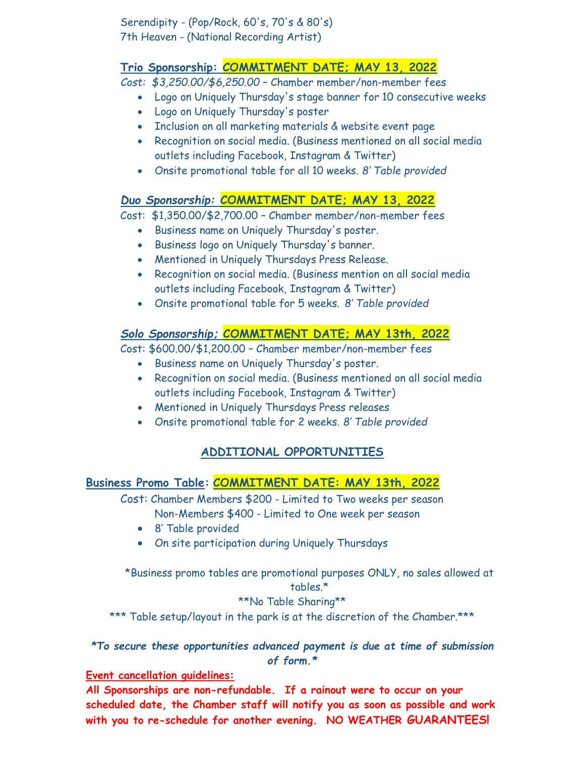Serendipity - (Pop/Rock, 60's, 70's & 80's)
7th Heaven - (National Recording Artist)

**Trio Sponsorship: COMMITMENT DATE; MAY 13, 2022**

*Cost: $3,250.00/$6,250.00* – Chamber member/non-member fees

- Logo on Uniquely Thursday's stage banner for 10 consecutive weeks
- Logo on Uniquely Thursday's poster
- Inclusion on all marketing materials & website event page
- Recognition on social media. (Business mentioned on all social media outlets including Facebook, Instagram & Twitter)
- Onsite promotional table for all 10 weeks. *8' Table provided*

***Duo Sponsorship:* COMMITMENT DATE; MAY 13, 2022**

Cost: $1,350.00/$2,700.00 – Chamber member/non-member fees

- Business name on Uniquely Thursday's poster.
- Business logo on Uniquely Thursday's banner.
- Mentioned in Uniquely Thursdays Press Release.
- Recognition on social media. (Business mention on all social media outlets including Facebook, Instagram & Twitter)
- Onsite promotional table for 5 weeks. *8' Table provided*

***Solo Sponsorship;* COMMITMENT DATE; MAY 13th, 2022**

Cost: $600.00/$1,200.00 – Chamber member/non-member fees

- Business name on Uniquely Thursday's poster.
- Recognition on social media. (Business mentioned on all social media outlets including Facebook, Instagram & Twitter)
- Mentioned in Uniquely Thursdays Press releases
- Onsite promotional table for 2 weeks. *8' Table provided*

## ADDITIONAL OPPORTUNITIES

**Business Promo Table: COMMITMENT DATE: MAY 13th, 2022**

Cost: Chamber Members $200 - Limited to Two weeks per season
Non-Members $400 - Limited to One week per season

- 8' Table provided
- On site participation during Uniquely Thursdays

*Business promo tables are promotional purposes ONLY, no sales allowed at tables.*

**No Table Sharing**

*** Table setup/layout in the park is at the discretion of the Chamber.***

***To secure these opportunities advanced payment is due at time of submission of form.***

**Event cancellation guidelines:**

**All Sponsorships are non-refundable. If a rainout were to occur on your scheduled date, the Chamber staff will notify you as soon as possible and work with you to re-schedule for another evening. NO WEATHER GUARANTEES!**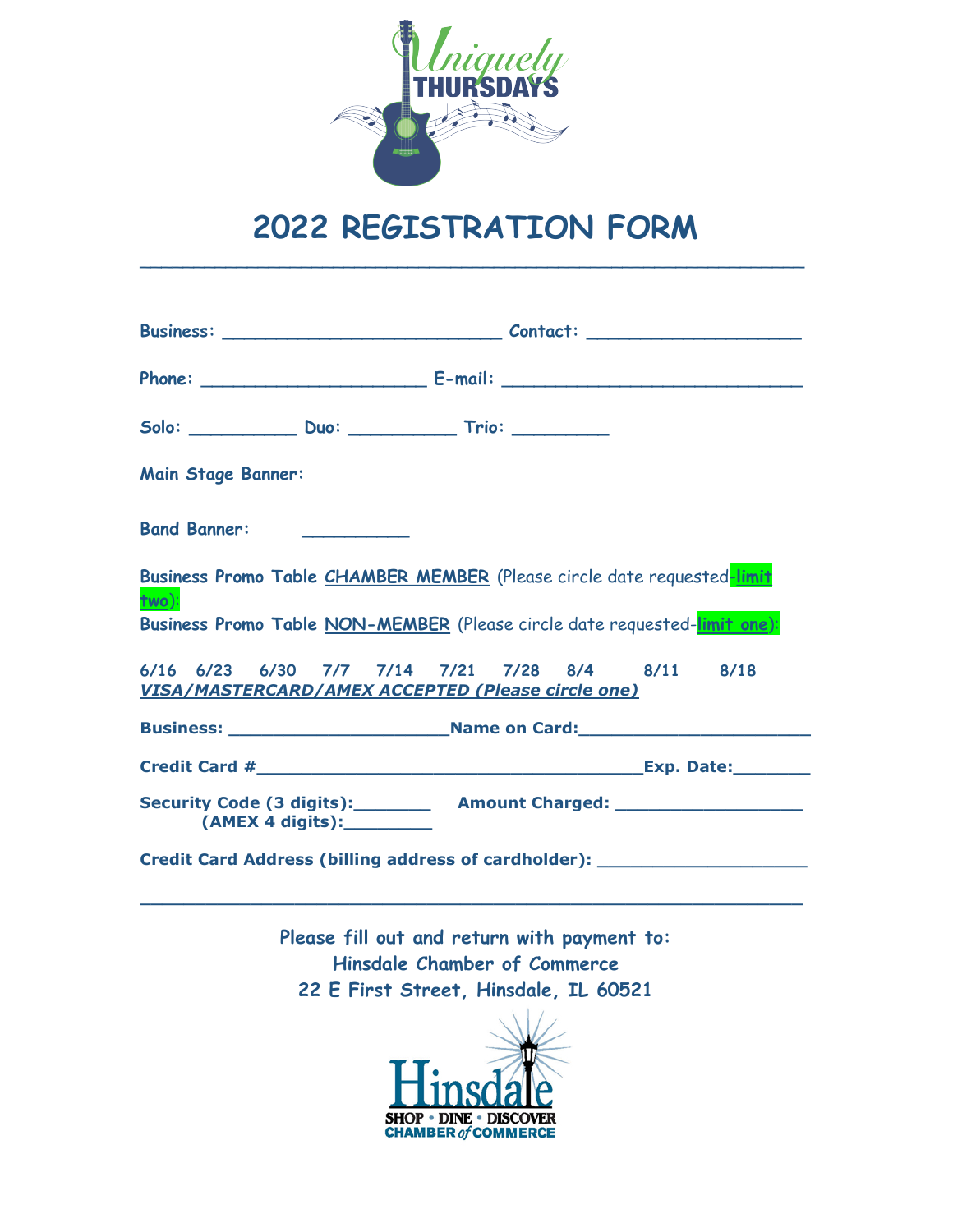# 2022 REGISTRATION FORM

**Business:** ___________________________ **Contact:** ____________________

**Phone:** _____________________ **E-mail:** ____________________________

**Solo:** __________ **Duo:** __________ **Trio:** _________

**Main Stage Banner:**

**Band Banner:** __________

**Business Promo Table** **CHAMBER MEMBER** (Please circle date requested-**limit two**):

**Business Promo Table** **NON-MEMBER** (Please circle date requested-**limit one**):

**6/16 6/23 6/30 7/7 7/14 7/21 7/28 8/4 8/11 8/18**

***VISA/MASTERCARD/AMEX ACCEPTED (Please circle one)***

**Business:** _____________________**Name on Card:**______________________

**Credit Card #**_____________________________________**Exp. Date:**_______

**Security Code (3 digits):**_______ **Amount Charged:** _________________

**(AMEX 4 digits):**________

**Credit Card Address (billing address of cardholder):** ___________________

_______________________________________________________________

**Please fill out and return with payment to:**
**Hinsdale Chamber of Commerce**
**22 E First Street, Hinsdale, IL 60521**

Hinsdale
SHOP • DINE • DISCOVER
CHAMBER of COMMERCE